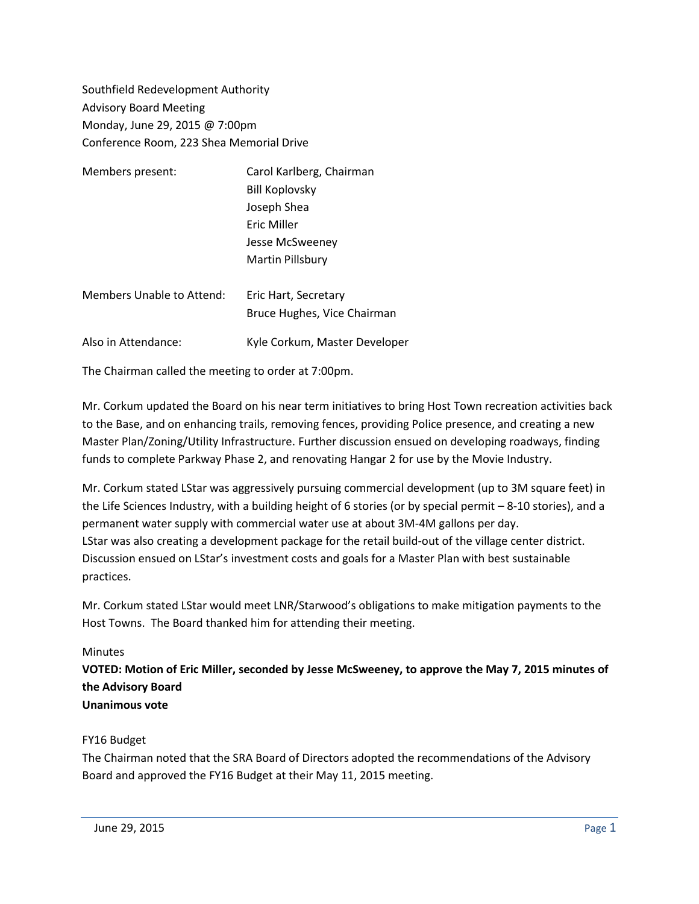Southfield Redevelopment Authority
Advisory Board Meeting
Monday, June 29, 2015 @ 7:00pm
Conference Room, 223 Shea Memorial Drive

| | |
|---|---|
| Members present: | Carol Karlberg, Chairman |
| | Bill Koplovsky |
| | Joseph Shea |
| | Eric Miller |
| | Jesse McSweeney |
| | Martin Pillsbury |
| Members Unable to Attend: | Eric Hart, Secretary |
| | Bruce Hughes, Vice Chairman |
| Also in Attendance: | Kyle Corkum, Master Developer |

The Chairman called the meeting to order at 7:00pm.

Mr. Corkum updated the Board on his near term initiatives to bring Host Town recreation activities back to the Base, and on enhancing trails, removing fences, providing Police presence, and creating a new Master Plan/Zoning/Utility Infrastructure. Further discussion ensued on developing roadways, finding funds to complete Parkway Phase 2, and renovating Hangar 2 for use by the Movie Industry.

Mr. Corkum stated LStar was aggressively pursuing commercial development (up to 3M square feet) in the Life Sciences Industry, with a building height of 6 stories (or by special permit – 8-10 stories), and a permanent water supply with commercial water use at about 3M-4M gallons per day.
LStar was also creating a development package for the retail build-out of the village center district. Discussion ensued on LStar's investment costs and goals for a Master Plan with best sustainable practices.

Mr. Corkum stated LStar would meet LNR/Starwood's obligations to make mitigation payments to the Host Towns. The Board thanked him for attending their meeting.

Minutes

**VOTED: Motion of Eric Miller, seconded by Jesse McSweeney, to approve the May 7, 2015 minutes of the Advisory Board**
**Unanimous vote**

FY16 Budget

The Chairman noted that the SRA Board of Directors adopted the recommendations of the Advisory Board and approved the FY16 Budget at their May 11, 2015 meeting.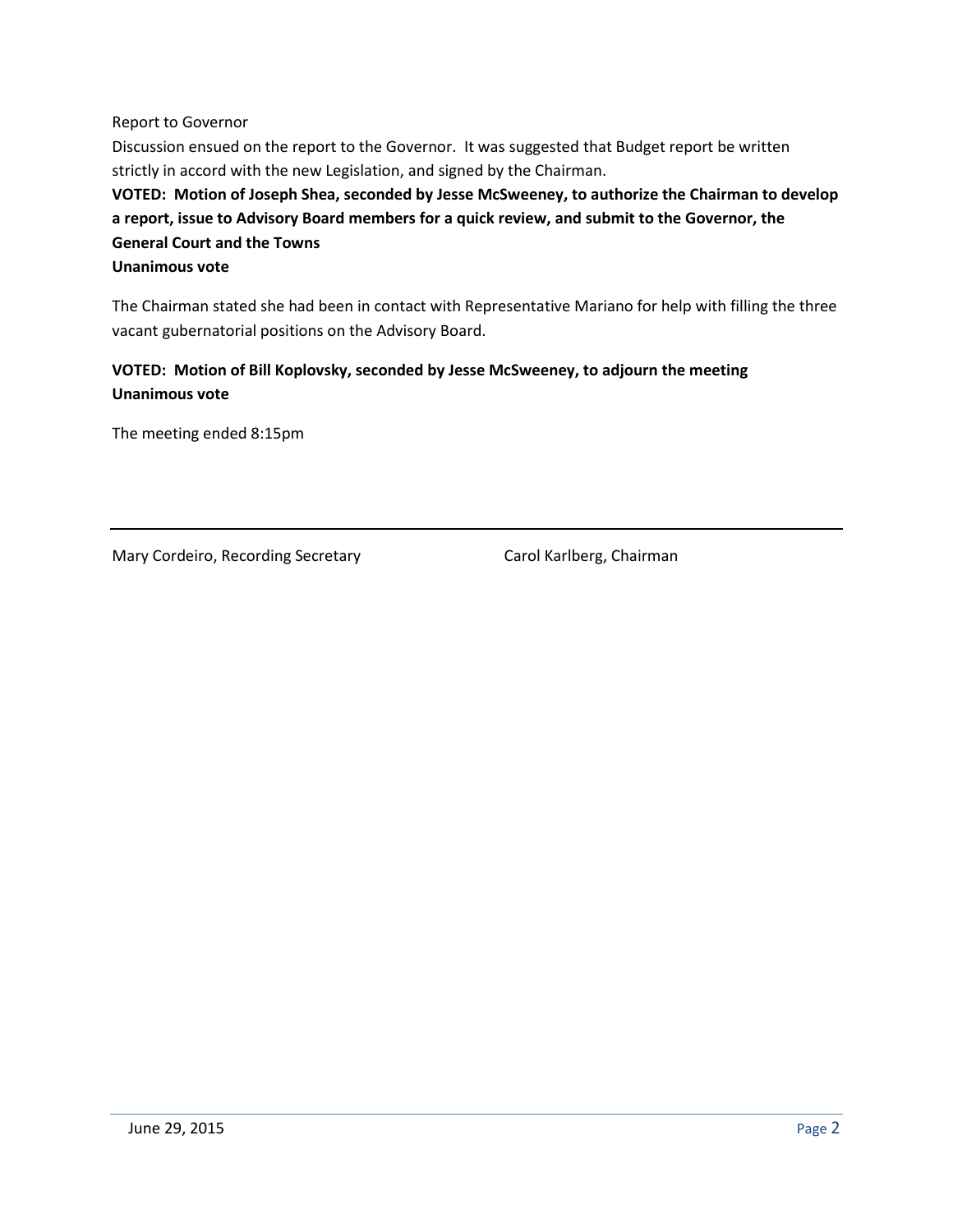Report to Governor

Discussion ensued on the report to the Governor. It was suggested that Budget report be written strictly in accord with the new Legislation, and signed by the Chairman.

**VOTED: Motion of Joseph Shea, seconded by Jesse McSweeney, to authorize the Chairman to develop a report, issue to Advisory Board members for a quick review, and submit to the Governor, the General Court and the Towns**
**Unanimous vote**

The Chairman stated she had been in contact with Representative Mariano for help with filling the three vacant gubernatorial positions on the Advisory Board.

**VOTED: Motion of Bill Koplovsky, seconded by Jesse McSweeney, to adjourn the meeting**
**Unanimous vote**

The meeting ended 8:15pm

---

Mary Cordeiro, Recording Secretary    Carol Karlberg, Chairman